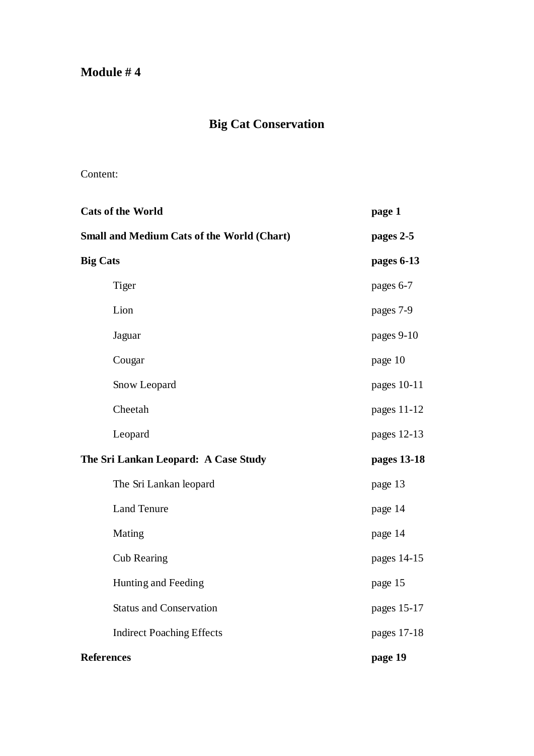**Module # 4**

# Big Cat Conservation

Content:

| | |
|---|---|
| **Cats of the World** | **page 1** |
| **Small and Medium Cats of the World (Chart)** | **pages 2-5** |
| **Big Cats** | **pages 6-13** |
| Tiger | pages 6-7 |
| Lion | pages 7-9 |
| Jaguar | pages 9-10 |
| Cougar | page 10 |
| Snow Leopard | pages 10-11 |
| Cheetah | pages 11-12 |
| Leopard | pages 12-13 |
| **The Sri Lankan Leopard: A Case Study** | **pages 13-18** |
| The Sri Lankan leopard | page 13 |
| Land Tenure | page 14 |
| Mating | page 14 |
| Cub Rearing | pages 14-15 |
| Hunting and Feeding | page 15 |
| Status and Conservation | pages 15-17 |
| Indirect Poaching Effects | pages 17-18 |
| **References** | **page 19** |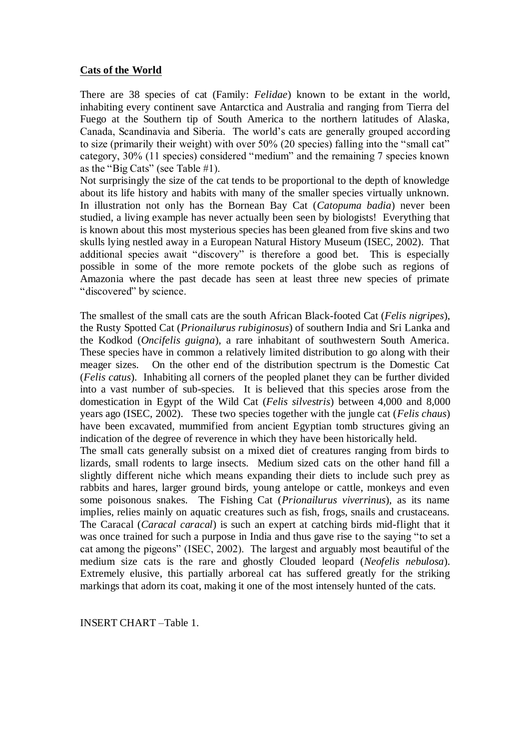**Cats of the World**

There are 38 species of cat (Family: *Felidae*) known to be extant in the world, inhabiting every continent save Antarctica and Australia and ranging from Tierra del Fuego at the Southern tip of South America to the northern latitudes of Alaska, Canada, Scandinavia and Siberia. The world's cats are generally grouped according to size (primarily their weight) with over 50% (20 species) falling into the "small cat" category, 30% (11 species) considered "medium" and the remaining 7 species known as the "Big Cats" (see Table #1).
Not surprisingly the size of the cat tends to be proportional to the depth of knowledge about its life history and habits with many of the smaller species virtually unknown. In illustration not only has the Bornean Bay Cat (*Catopuma badia*) never been studied, a living example has never actually been seen by biologists! Everything that is known about this most mysterious species has been gleaned from five skins and two skulls lying nestled away in a European Natural History Museum (ISEC, 2002). That additional species await "discovery" is therefore a good bet. This is especially possible in some of the more remote pockets of the globe such as regions of Amazonia where the past decade has seen at least three new species of primate "discovered" by science.

The smallest of the small cats are the south African Black-footed Cat (*Felis nigripes*), the Rusty Spotted Cat (*Prionailurus rubiginosus*) of southern India and Sri Lanka and the Kodkod (*Oncifelis guigna*), a rare inhabitant of southwestern South America. These species have in common a relatively limited distribution to go along with their meager sizes. On the other end of the distribution spectrum is the Domestic Cat (*Felis catus*). Inhabiting all corners of the peopled planet they can be further divided into a vast number of sub-species. It is believed that this species arose from the domestication in Egypt of the Wild Cat (*Felis silvestris*) between 4,000 and 8,000 years ago (ISEC, 2002). These two species together with the jungle cat (*Felis chaus*) have been excavated, mummified from ancient Egyptian tomb structures giving an indication of the degree of reverence in which they have been historically held.
The small cats generally subsist on a mixed diet of creatures ranging from birds to lizards, small rodents to large insects. Medium sized cats on the other hand fill a slightly different niche which means expanding their diets to include such prey as rabbits and hares, larger ground birds, young antelope or cattle, monkeys and even some poisonous snakes. The Fishing Cat (*Prionailurus viverrinus*), as its name implies, relies mainly on aquatic creatures such as fish, frogs, snails and crustaceans. The Caracal (*Caracal caracal*) is such an expert at catching birds mid-flight that it was once trained for such a purpose in India and thus gave rise to the saying "to set a cat among the pigeons" (ISEC, 2002). The largest and arguably most beautiful of the medium size cats is the rare and ghostly Clouded leopard (*Neofelis nebulosa*). Extremely elusive, this partially arboreal cat has suffered greatly for the striking markings that adorn its coat, making it one of the most intensely hunted of the cats.

INSERT CHART –Table 1.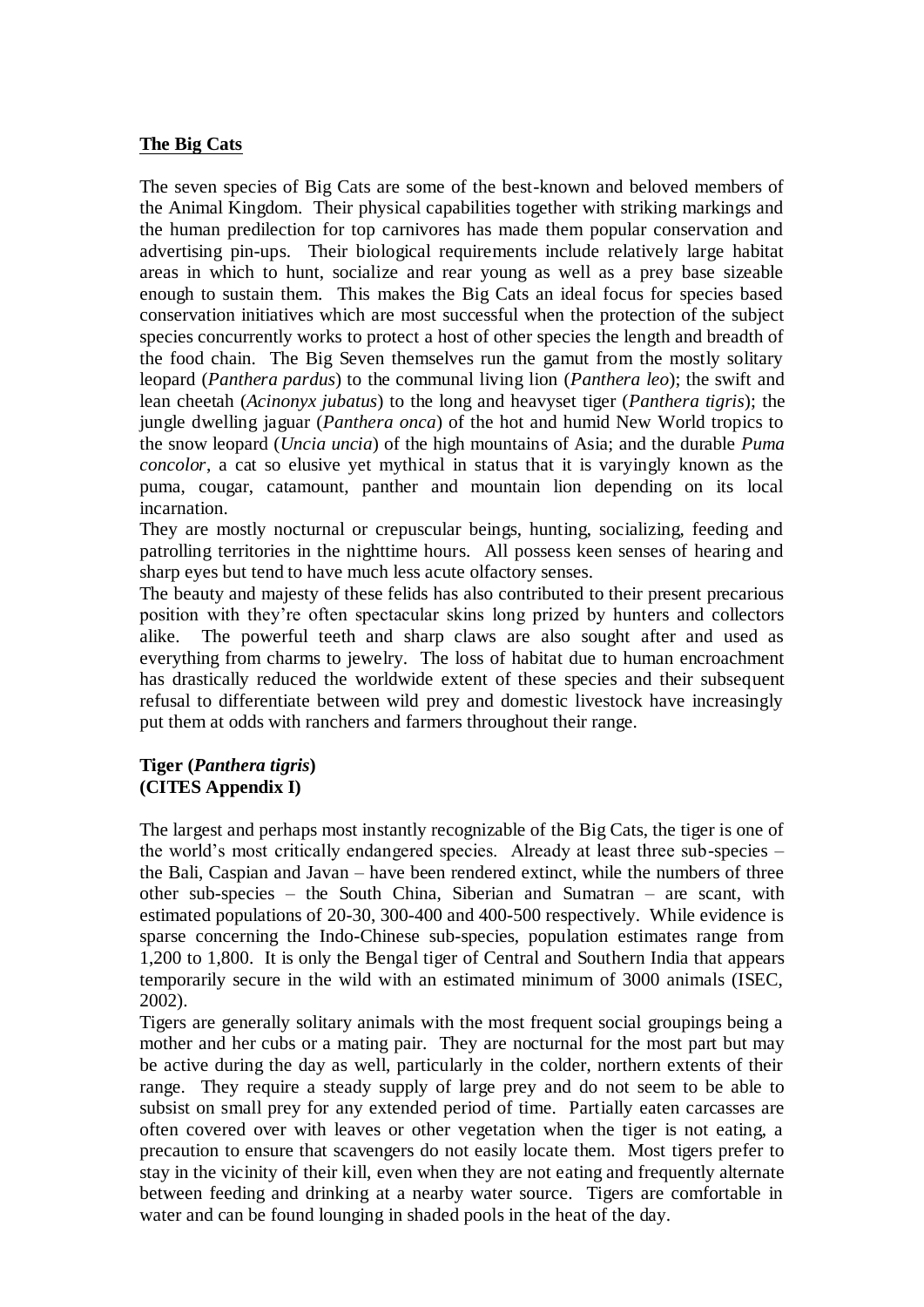## **The Big Cats**

The seven species of Big Cats are some of the best-known and beloved members of the Animal Kingdom. Their physical capabilities together with striking markings and the human predilection for top carnivores has made them popular conservation and advertising pin-ups. Their biological requirements include relatively large habitat areas in which to hunt, socialize and rear young as well as a prey base sizeable enough to sustain them. This makes the Big Cats an ideal focus for species based conservation initiatives which are most successful when the protection of the subject species concurrently works to protect a host of other species the length and breadth of the food chain. The Big Seven themselves run the gamut from the mostly solitary leopard (*Panthera pardus*) to the communal living lion (*Panthera leo*); the swift and lean cheetah (*Acinonyx jubatus*) to the long and heavyset tiger (*Panthera tigris*); the jungle dwelling jaguar (*Panthera onca*) of the hot and humid New World tropics to the snow leopard (*Uncia uncia*) of the high mountains of Asia; and the durable *Puma concolor*, a cat so elusive yet mythical in status that it is varyingly known as the puma, cougar, catamount, panther and mountain lion depending on its local incarnation.

They are mostly nocturnal or crepuscular beings, hunting, socializing, feeding and patrolling territories in the nighttime hours. All possess keen senses of hearing and sharp eyes but tend to have much less acute olfactory senses.

The beauty and majesty of these felids has also contributed to their present precarious position with they're often spectacular skins long prized by hunters and collectors alike. The powerful teeth and sharp claws are also sought after and used as everything from charms to jewelry. The loss of habitat due to human encroachment has drastically reduced the worldwide extent of these species and their subsequent refusal to differentiate between wild prey and domestic livestock have increasingly put them at odds with ranchers and farmers throughout their range.

### **Tiger (*Panthera tigris*)**
### **(CITES Appendix I)**

The largest and perhaps most instantly recognizable of the Big Cats, the tiger is one of the world's most critically endangered species. Already at least three sub-species – the Bali, Caspian and Javan – have been rendered extinct, while the numbers of three other sub-species – the South China, Siberian and Sumatran – are scant, with estimated populations of 20-30, 300-400 and 400-500 respectively. While evidence is sparse concerning the Indo-Chinese sub-species, population estimates range from 1,200 to 1,800. It is only the Bengal tiger of Central and Southern India that appears temporarily secure in the wild with an estimated minimum of 3000 animals (ISEC, 2002).

Tigers are generally solitary animals with the most frequent social groupings being a mother and her cubs or a mating pair. They are nocturnal for the most part but may be active during the day as well, particularly in the colder, northern extents of their range. They require a steady supply of large prey and do not seem to be able to subsist on small prey for any extended period of time. Partially eaten carcasses are often covered over with leaves or other vegetation when the tiger is not eating, a precaution to ensure that scavengers do not easily locate them. Most tigers prefer to stay in the vicinity of their kill, even when they are not eating and frequently alternate between feeding and drinking at a nearby water source. Tigers are comfortable in water and can be found lounging in shaded pools in the heat of the day.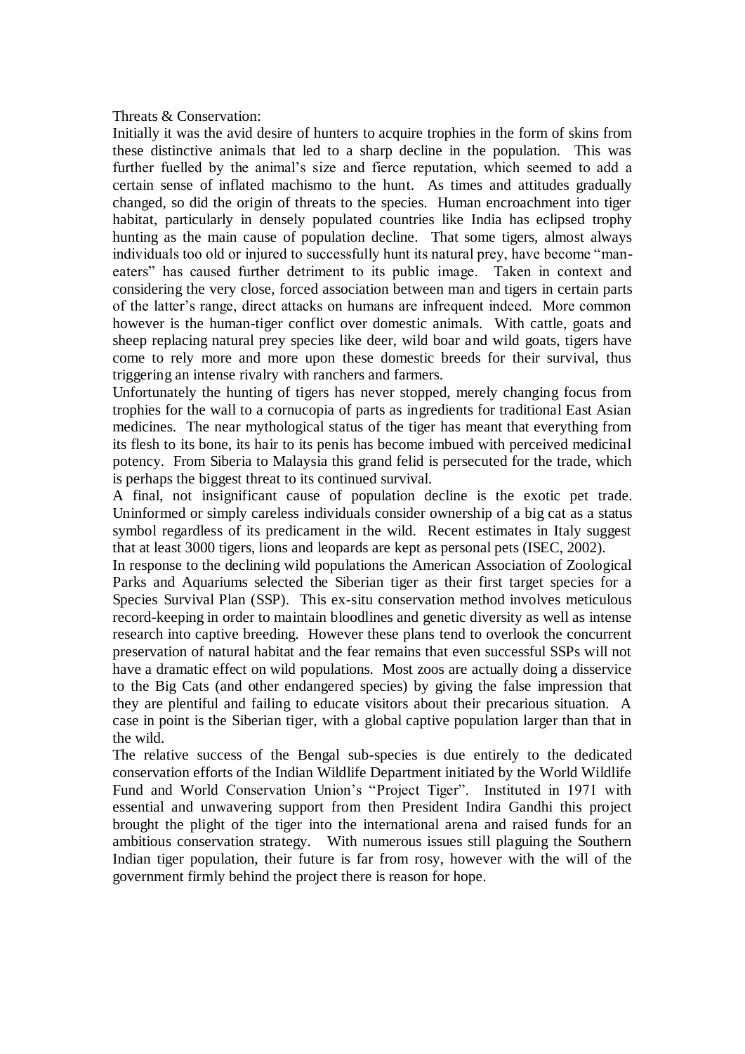Threats & Conservation:

Initially it was the avid desire of hunters to acquire trophies in the form of skins from these distinctive animals that led to a sharp decline in the population. This was further fuelled by the animal's size and fierce reputation, which seemed to add a certain sense of inflated machismo to the hunt. As times and attitudes gradually changed, so did the origin of threats to the species. Human encroachment into tiger habitat, particularly in densely populated countries like India has eclipsed trophy hunting as the main cause of population decline. That some tigers, almost always individuals too old or injured to successfully hunt its natural prey, have become "man-eaters" has caused further detriment to its public image. Taken in context and considering the very close, forced association between man and tigers in certain parts of the latter's range, direct attacks on humans are infrequent indeed. More common however is the human-tiger conflict over domestic animals. With cattle, goats and sheep replacing natural prey species like deer, wild boar and wild goats, tigers have come to rely more and more upon these domestic breeds for their survival, thus triggering an intense rivalry with ranchers and farmers.

Unfortunately the hunting of tigers has never stopped, merely changing focus from trophies for the wall to a cornucopia of parts as ingredients for traditional East Asian medicines. The near mythological status of the tiger has meant that everything from its flesh to its bone, its hair to its penis has become imbued with perceived medicinal potency. From Siberia to Malaysia this grand felid is persecuted for the trade, which is perhaps the biggest threat to its continued survival.

A final, not insignificant cause of population decline is the exotic pet trade. Uninformed or simply careless individuals consider ownership of a big cat as a status symbol regardless of its predicament in the wild. Recent estimates in Italy suggest that at least 3000 tigers, lions and leopards are kept as personal pets (ISEC, 2002).

In response to the declining wild populations the American Association of Zoological Parks and Aquariums selected the Siberian tiger as their first target species for a Species Survival Plan (SSP). This ex-situ conservation method involves meticulous record-keeping in order to maintain bloodlines and genetic diversity as well as intense research into captive breeding. However these plans tend to overlook the concurrent preservation of natural habitat and the fear remains that even successful SSPs will not have a dramatic effect on wild populations. Most zoos are actually doing a disservice to the Big Cats (and other endangered species) by giving the false impression that they are plentiful and failing to educate visitors about their precarious situation. A case in point is the Siberian tiger, with a global captive population larger than that in the wild.

The relative success of the Bengal sub-species is due entirely to the dedicated conservation efforts of the Indian Wildlife Department initiated by the World Wildlife Fund and World Conservation Union's "Project Tiger". Instituted in 1971 with essential and unwavering support from then President Indira Gandhi this project brought the plight of the tiger into the international arena and raised funds for an ambitious conservation strategy. With numerous issues still plaguing the Southern Indian tiger population, their future is far from rosy, however with the will of the government firmly behind the project there is reason for hope.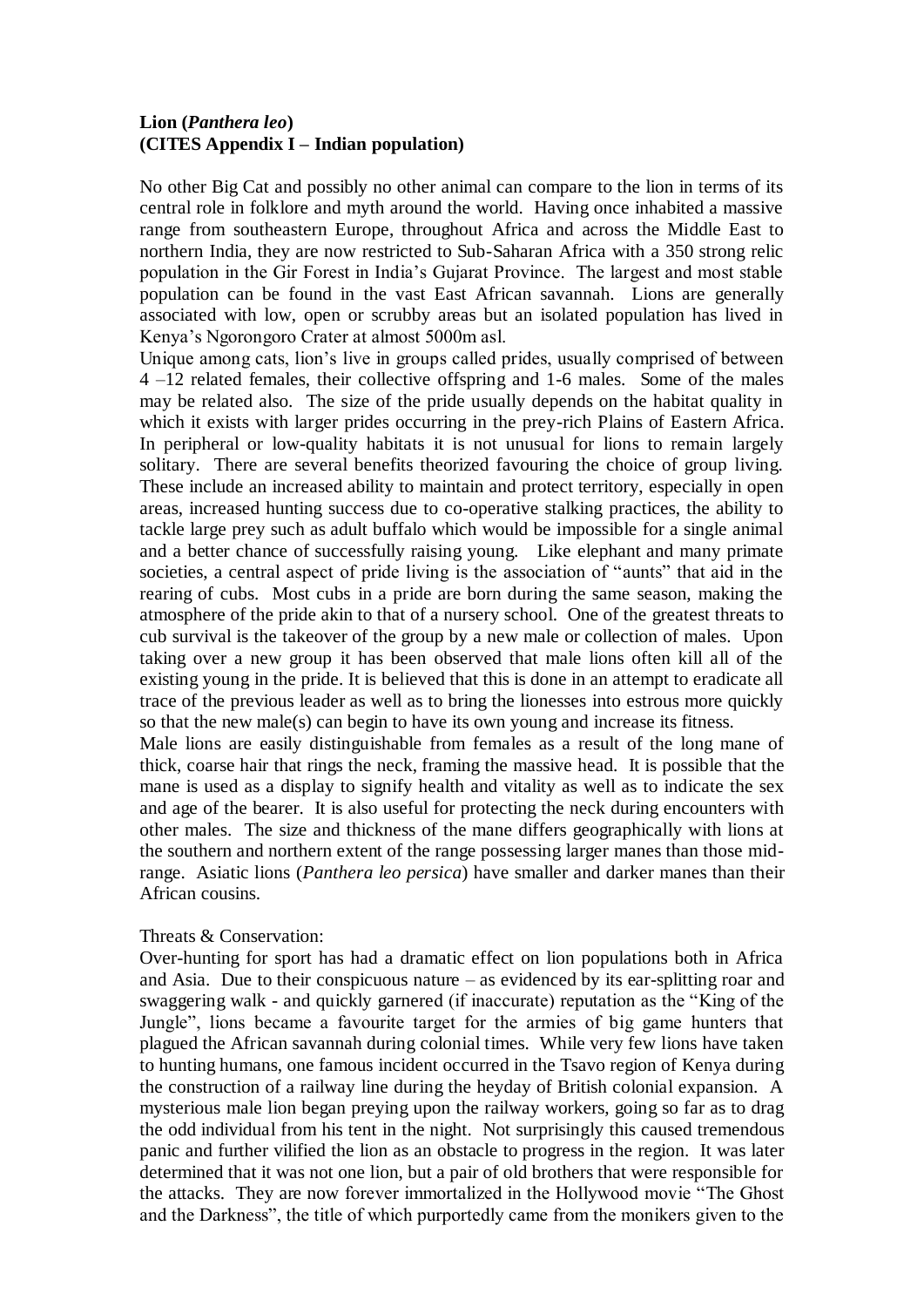**Lion (*Panthera leo*)**
**(CITES Appendix I – Indian population)**

No other Big Cat and possibly no other animal can compare to the lion in terms of its central role in folklore and myth around the world. Having once inhabited a massive range from southeastern Europe, throughout Africa and across the Middle East to northern India, they are now restricted to Sub-Saharan Africa with a 350 strong relic population in the Gir Forest in India's Gujarat Province. The largest and most stable population can be found in the vast East African savannah. Lions are generally associated with low, open or scrubby areas but an isolated population has lived in Kenya's Ngorongoro Crater at almost 5000m asl.

Unique among cats, lion's live in groups called prides, usually comprised of between 4 –12 related females, their collective offspring and 1-6 males. Some of the males may be related also. The size of the pride usually depends on the habitat quality in which it exists with larger prides occurring in the prey-rich Plains of Eastern Africa. In peripheral or low-quality habitats it is not unusual for lions to remain largely solitary. There are several benefits theorized favouring the choice of group living. These include an increased ability to maintain and protect territory, especially in open areas, increased hunting success due to co-operative stalking practices, the ability to tackle large prey such as adult buffalo which would be impossible for a single animal and a better chance of successfully raising young. Like elephant and many primate societies, a central aspect of pride living is the association of "aunts" that aid in the rearing of cubs. Most cubs in a pride are born during the same season, making the atmosphere of the pride akin to that of a nursery school. One of the greatest threats to cub survival is the takeover of the group by a new male or collection of males. Upon taking over a new group it has been observed that male lions often kill all of the existing young in the pride. It is believed that this is done in an attempt to eradicate all trace of the previous leader as well as to bring the lionesses into estrous more quickly so that the new male(s) can begin to have its own young and increase its fitness.

Male lions are easily distinguishable from females as a result of the long mane of thick, coarse hair that rings the neck, framing the massive head. It is possible that the mane is used as a display to signify health and vitality as well as to indicate the sex and age of the bearer. It is also useful for protecting the neck during encounters with other males. The size and thickness of the mane differs geographically with lions at the southern and northern extent of the range possessing larger manes than those mid-range. Asiatic lions (*Panthera leo persica*) have smaller and darker manes than their African cousins.

Threats & Conservation:

Over-hunting for sport has had a dramatic effect on lion populations both in Africa and Asia. Due to their conspicuous nature – as evidenced by its ear-splitting roar and swaggering walk - and quickly garnered (if inaccurate) reputation as the "King of the Jungle", lions became a favourite target for the armies of big game hunters that plagued the African savannah during colonial times. While very few lions have taken to hunting humans, one famous incident occurred in the Tsavo region of Kenya during the construction of a railway line during the heyday of British colonial expansion. A mysterious male lion began preying upon the railway workers, going so far as to drag the odd individual from his tent in the night. Not surprisingly this caused tremendous panic and further vilified the lion as an obstacle to progress in the region. It was later determined that it was not one lion, but a pair of old brothers that were responsible for the attacks. They are now forever immortalized in the Hollywood movie "The Ghost and the Darkness", the title of which purportedly came from the monikers given to the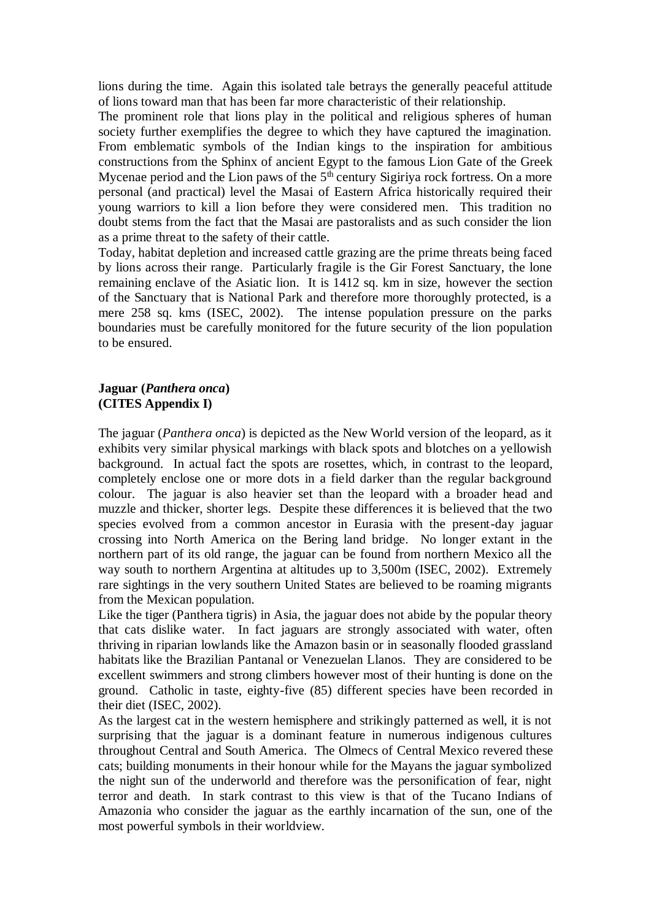lions during the time. Again this isolated tale betrays the generally peaceful attitude of lions toward man that has been far more characteristic of their relationship.

The prominent role that lions play in the political and religious spheres of human society further exemplifies the degree to which they have captured the imagination. From emblematic symbols of the Indian kings to the inspiration for ambitious constructions from the Sphinx of ancient Egypt to the famous Lion Gate of the Greek Mycenae period and the Lion paws of the 5th century Sigiriya rock fortress. On a more personal (and practical) level the Masai of Eastern Africa historically required their young warriors to kill a lion before they were considered men. This tradition no doubt stems from the fact that the Masai are pastoralists and as such consider the lion as a prime threat to the safety of their cattle.

Today, habitat depletion and increased cattle grazing are the prime threats being faced by lions across their range. Particularly fragile is the Gir Forest Sanctuary, the lone remaining enclave of the Asiatic lion. It is 1412 sq. km in size, however the section of the Sanctuary that is National Park and therefore more thoroughly protected, is a mere 258 sq. kms (ISEC, 2002). The intense population pressure on the parks boundaries must be carefully monitored for the future security of the lion population to be ensured.

**Jaguar (*Panthera onca*)**
**(CITES Appendix I)**

The jaguar (*Panthera onca*) is depicted as the New World version of the leopard, as it exhibits very similar physical markings with black spots and blotches on a yellowish background. In actual fact the spots are rosettes, which, in contrast to the leopard, completely enclose one or more dots in a field darker than the regular background colour. The jaguar is also heavier set than the leopard with a broader head and muzzle and thicker, shorter legs. Despite these differences it is believed that the two species evolved from a common ancestor in Eurasia with the present-day jaguar crossing into North America on the Bering land bridge. No longer extant in the northern part of its old range, the jaguar can be found from northern Mexico all the way south to northern Argentina at altitudes up to 3,500m (ISEC, 2002). Extremely rare sightings in the very southern United States are believed to be roaming migrants from the Mexican population.

Like the tiger (Panthera tigris) in Asia, the jaguar does not abide by the popular theory that cats dislike water. In fact jaguars are strongly associated with water, often thriving in riparian lowlands like the Amazon basin or in seasonally flooded grassland habitats like the Brazilian Pantanal or Venezuelan Llanos. They are considered to be excellent swimmers and strong climbers however most of their hunting is done on the ground. Catholic in taste, eighty-five (85) different species have been recorded in their diet (ISEC, 2002).

As the largest cat in the western hemisphere and strikingly patterned as well, it is not surprising that the jaguar is a dominant feature in numerous indigenous cultures throughout Central and South America. The Olmecs of Central Mexico revered these cats; building monuments in their honour while for the Mayans the jaguar symbolized the night sun of the underworld and therefore was the personification of fear, night terror and death. In stark contrast to this view is that of the Tucano Indians of Amazonia who consider the jaguar as the earthly incarnation of the sun, one of the most powerful symbols in their worldview.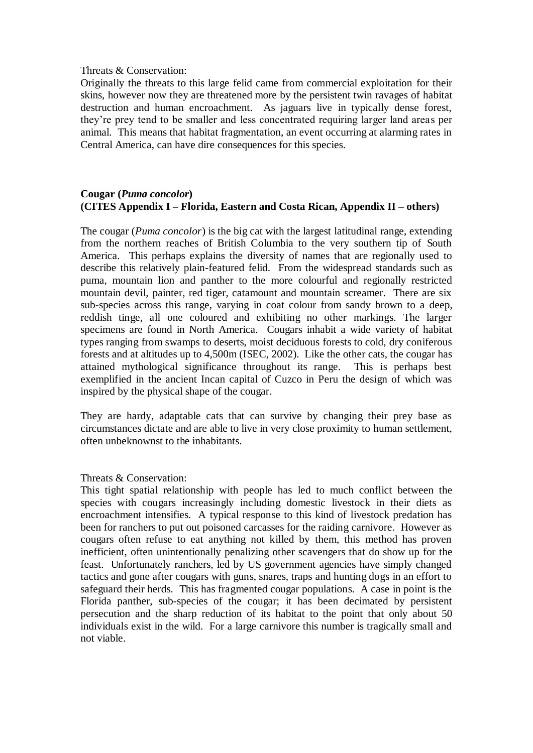Threats & Conservation:

Originally the threats to this large felid came from commercial exploitation for their skins, however now they are threatened more by the persistent twin ravages of habitat destruction and human encroachment. As jaguars live in typically dense forest, they're prey tend to be smaller and less concentrated requiring larger land areas per animal. This means that habitat fragmentation, an event occurring at alarming rates in Central America, can have dire consequences for this species.

**Cougar (*Puma concolor*)**
**(CITES Appendix I – Florida, Eastern and Costa Rican, Appendix II – others)**

The cougar (*Puma concolor*) is the big cat with the largest latitudinal range, extending from the northern reaches of British Columbia to the very southern tip of South America. This perhaps explains the diversity of names that are regionally used to describe this relatively plain-featured felid. From the widespread standards such as puma, mountain lion and panther to the more colourful and regionally restricted mountain devil, painter, red tiger, catamount and mountain screamer. There are six sub-species across this range, varying in coat colour from sandy brown to a deep, reddish tinge, all one coloured and exhibiting no other markings. The larger specimens are found in North America. Cougars inhabit a wide variety of habitat types ranging from swamps to deserts, moist deciduous forests to cold, dry coniferous forests and at altitudes up to 4,500m (ISEC, 2002). Like the other cats, the cougar has attained mythological significance throughout its range. This is perhaps best exemplified in the ancient Incan capital of Cuzco in Peru the design of which was inspired by the physical shape of the cougar.

They are hardy, adaptable cats that can survive by changing their prey base as circumstances dictate and are able to live in very close proximity to human settlement, often unbeknownst to the inhabitants.

Threats & Conservation:

This tight spatial relationship with people has led to much conflict between the species with cougars increasingly including domestic livestock in their diets as encroachment intensifies. A typical response to this kind of livestock predation has been for ranchers to put out poisoned carcasses for the raiding carnivore. However as cougars often refuse to eat anything not killed by them, this method has proven inefficient, often unintentionally penalizing other scavengers that do show up for the feast. Unfortunately ranchers, led by US government agencies have simply changed tactics and gone after cougars with guns, snares, traps and hunting dogs in an effort to safeguard their herds. This has fragmented cougar populations. A case in point is the Florida panther, sub-species of the cougar; it has been decimated by persistent persecution and the sharp reduction of its habitat to the point that only about 50 individuals exist in the wild. For a large carnivore this number is tragically small and not viable.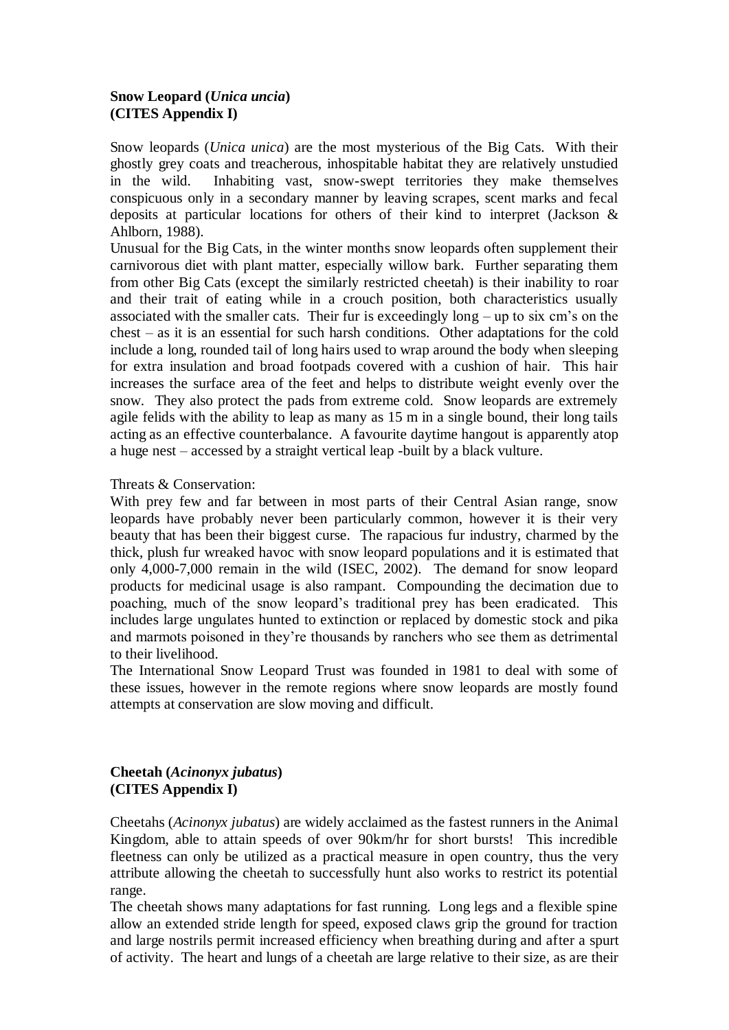**Snow Leopard (*Unica uncia*)**
**(CITES Appendix I)**

Snow leopards (*Unica unica*) are the most mysterious of the Big Cats. With their ghostly grey coats and treacherous, inhospitable habitat they are relatively unstudied in the wild. Inhabiting vast, snow-swept territories they make themselves conspicuous only in a secondary manner by leaving scrapes, scent marks and fecal deposits at particular locations for others of their kind to interpret (Jackson & Ahlborn, 1988).

Unusual for the Big Cats, in the winter months snow leopards often supplement their carnivorous diet with plant matter, especially willow bark. Further separating them from other Big Cats (except the similarly restricted cheetah) is their inability to roar and their trait of eating while in a crouch position, both characteristics usually associated with the smaller cats. Their fur is exceedingly long – up to six cm's on the chest – as it is an essential for such harsh conditions. Other adaptations for the cold include a long, rounded tail of long hairs used to wrap around the body when sleeping for extra insulation and broad footpads covered with a cushion of hair. This hair increases the surface area of the feet and helps to distribute weight evenly over the snow. They also protect the pads from extreme cold. Snow leopards are extremely agile felids with the ability to leap as many as 15 m in a single bound, their long tails acting as an effective counterbalance. A favourite daytime hangout is apparently atop a huge nest – accessed by a straight vertical leap -built by a black vulture.

Threats & Conservation:

With prey few and far between in most parts of their Central Asian range, snow leopards have probably never been particularly common, however it is their very beauty that has been their biggest curse. The rapacious fur industry, charmed by the thick, plush fur wreaked havoc with snow leopard populations and it is estimated that only 4,000-7,000 remain in the wild (ISEC, 2002). The demand for snow leopard products for medicinal usage is also rampant. Compounding the decimation due to poaching, much of the snow leopard's traditional prey has been eradicated. This includes large ungulates hunted to extinction or replaced by domestic stock and pika and marmots poisoned in they're thousands by ranchers who see them as detrimental to their livelihood.

The International Snow Leopard Trust was founded in 1981 to deal with some of these issues, however in the remote regions where snow leopards are mostly found attempts at conservation are slow moving and difficult.

**Cheetah (*Acinonyx jubatus*)**
**(CITES Appendix I)**

Cheetahs (*Acinonyx jubatus*) are widely acclaimed as the fastest runners in the Animal Kingdom, able to attain speeds of over 90km/hr for short bursts! This incredible fleetness can only be utilized as a practical measure in open country, thus the very attribute allowing the cheetah to successfully hunt also works to restrict its potential range.

The cheetah shows many adaptations for fast running. Long legs and a flexible spine allow an extended stride length for speed, exposed claws grip the ground for traction and large nostrils permit increased efficiency when breathing during and after a spurt of activity. The heart and lungs of a cheetah are large relative to their size, as are their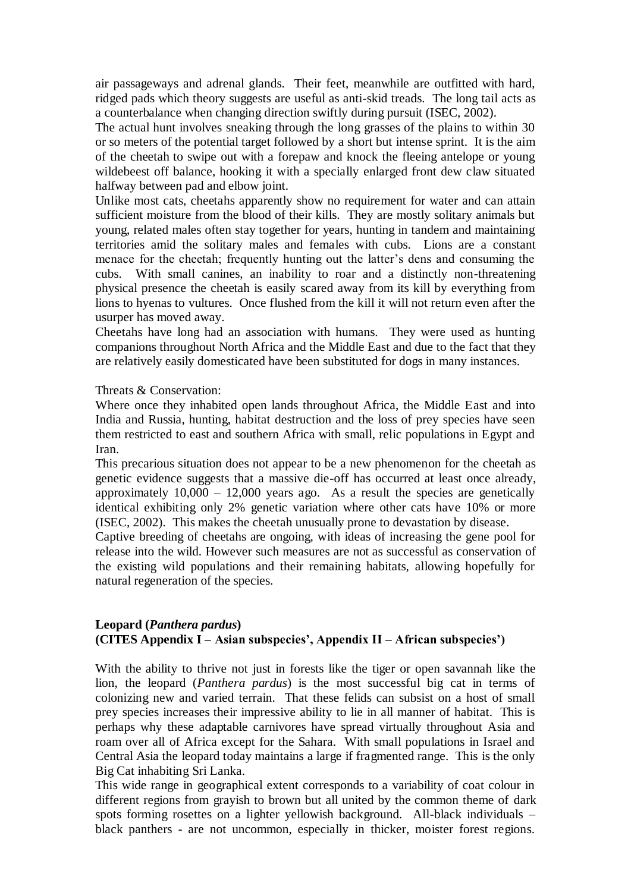air passageways and adrenal glands. Their feet, meanwhile are outfitted with hard, ridged pads which theory suggests are useful as anti-skid treads. The long tail acts as a counterbalance when changing direction swiftly during pursuit (ISEC, 2002).

The actual hunt involves sneaking through the long grasses of the plains to within 30 or so meters of the potential target followed by a short but intense sprint. It is the aim of the cheetah to swipe out with a forepaw and knock the fleeing antelope or young wildebeest off balance, hooking it with a specially enlarged front dew claw situated halfway between pad and elbow joint.

Unlike most cats, cheetahs apparently show no requirement for water and can attain sufficient moisture from the blood of their kills. They are mostly solitary animals but young, related males often stay together for years, hunting in tandem and maintaining territories amid the solitary males and females with cubs. Lions are a constant menace for the cheetah; frequently hunting out the latter's dens and consuming the cubs. With small canines, an inability to roar and a distinctly non-threatening physical presence the cheetah is easily scared away from its kill by everything from lions to hyenas to vultures. Once flushed from the kill it will not return even after the usurper has moved away.

Cheetahs have long had an association with humans. They were used as hunting companions throughout North Africa and the Middle East and due to the fact that they are relatively easily domesticated have been substituted for dogs in many instances.

Threats & Conservation:

Where once they inhabited open lands throughout Africa, the Middle East and into India and Russia, hunting, habitat destruction and the loss of prey species have seen them restricted to east and southern Africa with small, relic populations in Egypt and Iran.

This precarious situation does not appear to be a new phenomenon for the cheetah as genetic evidence suggests that a massive die-off has occurred at least once already, approximately 10,000 – 12,000 years ago. As a result the species are genetically identical exhibiting only 2% genetic variation where other cats have 10% or more (ISEC, 2002). This makes the cheetah unusually prone to devastation by disease.

Captive breeding of cheetahs are ongoing, with ideas of increasing the gene pool for release into the wild. However such measures are not as successful as conservation of the existing wild populations and their remaining habitats, allowing hopefully for natural regeneration of the species.

**Leopard (*Panthera pardus*)**
**(CITES Appendix I – Asian subspecies', Appendix II – African subspecies')**

With the ability to thrive not just in forests like the tiger or open savannah like the lion, the leopard (*Panthera pardus*) is the most successful big cat in terms of colonizing new and varied terrain. That these felids can subsist on a host of small prey species increases their impressive ability to lie in all manner of habitat. This is perhaps why these adaptable carnivores have spread virtually throughout Asia and roam over all of Africa except for the Sahara. With small populations in Israel and Central Asia the leopard today maintains a large if fragmented range. This is the only Big Cat inhabiting Sri Lanka.

This wide range in geographical extent corresponds to a variability of coat colour in different regions from grayish to brown but all united by the common theme of dark spots forming rosettes on a lighter yellowish background. All-black individuals – black panthers - are not uncommon, especially in thicker, moister forest regions.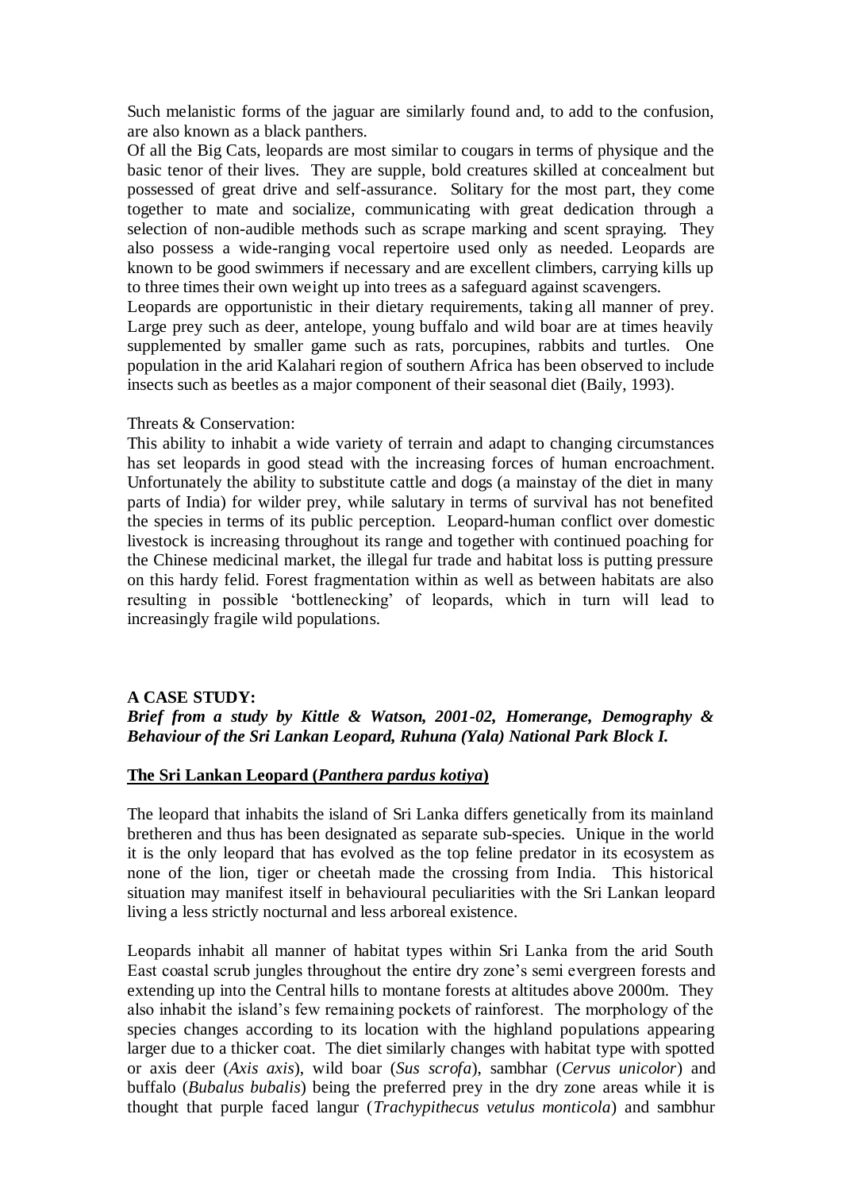Such melanistic forms of the jaguar are similarly found and, to add to the confusion, are also known as a black panthers.

Of all the Big Cats, leopards are most similar to cougars in terms of physique and the basic tenor of their lives. They are supple, bold creatures skilled at concealment but possessed of great drive and self-assurance. Solitary for the most part, they come together to mate and socialize, communicating with great dedication through a selection of non-audible methods such as scrape marking and scent spraying. They also possess a wide-ranging vocal repertoire used only as needed. Leopards are known to be good swimmers if necessary and are excellent climbers, carrying kills up to three times their own weight up into trees as a safeguard against scavengers.

Leopards are opportunistic in their dietary requirements, taking all manner of prey. Large prey such as deer, antelope, young buffalo and wild boar are at times heavily supplemented by smaller game such as rats, porcupines, rabbits and turtles. One population in the arid Kalahari region of southern Africa has been observed to include insects such as beetles as a major component of their seasonal diet (Baily, 1993).

Threats & Conservation:

This ability to inhabit a wide variety of terrain and adapt to changing circumstances has set leopards in good stead with the increasing forces of human encroachment. Unfortunately the ability to substitute cattle and dogs (a mainstay of the diet in many parts of India) for wilder prey, while salutary in terms of survival has not benefited the species in terms of its public perception. Leopard-human conflict over domestic livestock is increasing throughout its range and together with continued poaching for the Chinese medicinal market, the illegal fur trade and habitat loss is putting pressure on this hardy felid. Forest fragmentation within as well as between habitats are also resulting in possible 'bottlenecking' of leopards, which in turn will lead to increasingly fragile wild populations.

**A CASE STUDY:**

***Brief from a study by Kittle & Watson, 2001-02, Homerange, Demography & Behaviour of the Sri Lankan Leopard, Ruhuna (Yala) National Park Block I.***

**<u>The Sri Lankan Leopard (*Panthera pardus kotiya*)</u>**

The leopard that inhabits the island of Sri Lanka differs genetically from its mainland bretheren and thus has been designated as separate sub-species. Unique in the world it is the only leopard that has evolved as the top feline predator in its ecosystem as none of the lion, tiger or cheetah made the crossing from India. This historical situation may manifest itself in behavioural peculiarities with the Sri Lankan leopard living a less strictly nocturnal and less arboreal existence.

Leopards inhabit all manner of habitat types within Sri Lanka from the arid South East coastal scrub jungles throughout the entire dry zone's semi evergreen forests and extending up into the Central hills to montane forests at altitudes above 2000m. They also inhabit the island's few remaining pockets of rainforest. The morphology of the species changes according to its location with the highland populations appearing larger due to a thicker coat. The diet similarly changes with habitat type with spotted or axis deer (*Axis axis*), wild boar (*Sus scrofa*), sambhar (*Cervus unicolor*) and buffalo (*Bubalus bubalis*) being the preferred prey in the dry zone areas while it is thought that purple faced langur (*Trachypithecus vetulus monticola*) and sambhur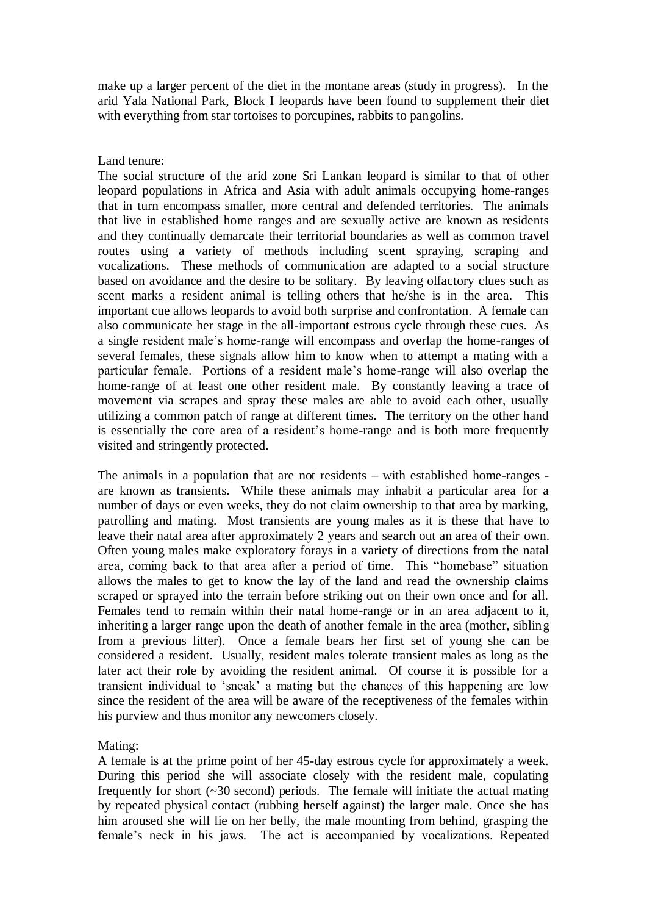make up a larger percent of the diet in the montane areas (study in progress). In the arid Yala National Park, Block I leopards have been found to supplement their diet with everything from star tortoises to porcupines, rabbits to pangolins.

Land tenure:

The social structure of the arid zone Sri Lankan leopard is similar to that of other leopard populations in Africa and Asia with adult animals occupying home-ranges that in turn encompass smaller, more central and defended territories. The animals that live in established home ranges and are sexually active are known as residents and they continually demarcate their territorial boundaries as well as common travel routes using a variety of methods including scent spraying, scraping and vocalizations. These methods of communication are adapted to a social structure based on avoidance and the desire to be solitary. By leaving olfactory clues such as scent marks a resident animal is telling others that he/she is in the area. This important cue allows leopards to avoid both surprise and confrontation. A female can also communicate her stage in the all-important estrous cycle through these cues. As a single resident male's home-range will encompass and overlap the home-ranges of several females, these signals allow him to know when to attempt a mating with a particular female. Portions of a resident male's home-range will also overlap the home-range of at least one other resident male. By constantly leaving a trace of movement via scrapes and spray these males are able to avoid each other, usually utilizing a common patch of range at different times. The territory on the other hand is essentially the core area of a resident's home-range and is both more frequently visited and stringently protected.

The animals in a population that are not residents – with established home-ranges - are known as transients. While these animals may inhabit a particular area for a number of days or even weeks, they do not claim ownership to that area by marking, patrolling and mating. Most transients are young males as it is these that have to leave their natal area after approximately 2 years and search out an area of their own. Often young males make exploratory forays in a variety of directions from the natal area, coming back to that area after a period of time. This "homebase" situation allows the males to get to know the lay of the land and read the ownership claims scraped or sprayed into the terrain before striking out on their own once and for all. Females tend to remain within their natal home-range or in an area adjacent to it, inheriting a larger range upon the death of another female in the area (mother, sibling from a previous litter). Once a female bears her first set of young she can be considered a resident. Usually, resident males tolerate transient males as long as the later act their role by avoiding the resident animal. Of course it is possible for a transient individual to 'sneak' a mating but the chances of this happening are low since the resident of the area will be aware of the receptiveness of the females within his purview and thus monitor any newcomers closely.

Mating:

A female is at the prime point of her 45-day estrous cycle for approximately a week. During this period she will associate closely with the resident male, copulating frequently for short (~30 second) periods. The female will initiate the actual mating by repeated physical contact (rubbing herself against) the larger male. Once she has him aroused she will lie on her belly, the male mounting from behind, grasping the female's neck in his jaws. The act is accompanied by vocalizations. Repeated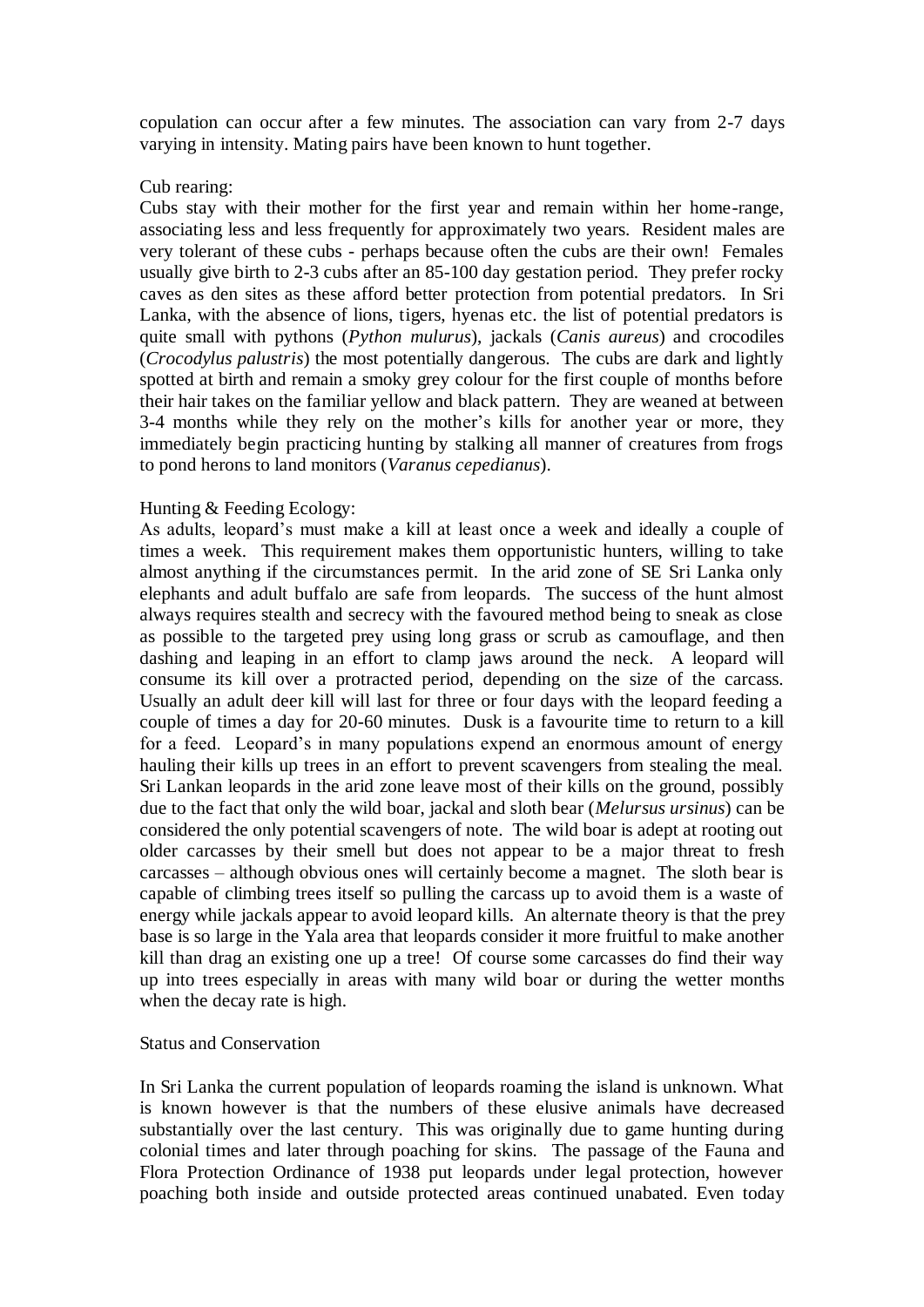copulation can occur after a few minutes. The association can vary from 2-7 days varying in intensity. Mating pairs have been known to hunt together.

Cub rearing:

Cubs stay with their mother for the first year and remain within her home-range, associating less and less frequently for approximately two years. Resident males are very tolerant of these cubs - perhaps because often the cubs are their own! Females usually give birth to 2-3 cubs after an 85-100 day gestation period. They prefer rocky caves as den sites as these afford better protection from potential predators. In Sri Lanka, with the absence of lions, tigers, hyenas etc. the list of potential predators is quite small with pythons (*Python mulurus*), jackals (*Canis aureus*) and crocodiles (*Crocodylus palustris*) the most potentially dangerous. The cubs are dark and lightly spotted at birth and remain a smoky grey colour for the first couple of months before their hair takes on the familiar yellow and black pattern. They are weaned at between 3-4 months while they rely on the mother's kills for another year or more, they immediately begin practicing hunting by stalking all manner of creatures from frogs to pond herons to land monitors (*Varanus cepedianus*).

Hunting & Feeding Ecology:

As adults, leopard's must make a kill at least once a week and ideally a couple of times a week. This requirement makes them opportunistic hunters, willing to take almost anything if the circumstances permit. In the arid zone of SE Sri Lanka only elephants and adult buffalo are safe from leopards. The success of the hunt almost always requires stealth and secrecy with the favoured method being to sneak as close as possible to the targeted prey using long grass or scrub as camouflage, and then dashing and leaping in an effort to clamp jaws around the neck. A leopard will consume its kill over a protracted period, depending on the size of the carcass. Usually an adult deer kill will last for three or four days with the leopard feeding a couple of times a day for 20-60 minutes. Dusk is a favourite time to return to a kill for a feed. Leopard's in many populations expend an enormous amount of energy hauling their kills up trees in an effort to prevent scavengers from stealing the meal. Sri Lankan leopards in the arid zone leave most of their kills on the ground, possibly due to the fact that only the wild boar, jackal and sloth bear (*Melursus ursinus*) can be considered the only potential scavengers of note. The wild boar is adept at rooting out older carcasses by their smell but does not appear to be a major threat to fresh carcasses – although obvious ones will certainly become a magnet. The sloth bear is capable of climbing trees itself so pulling the carcass up to avoid them is a waste of energy while jackals appear to avoid leopard kills. An alternate theory is that the prey base is so large in the Yala area that leopards consider it more fruitful to make another kill than drag an existing one up a tree! Of course some carcasses do find their way up into trees especially in areas with many wild boar or during the wetter months when the decay rate is high.

Status and Conservation

In Sri Lanka the current population of leopards roaming the island is unknown. What is known however is that the numbers of these elusive animals have decreased substantially over the last century. This was originally due to game hunting during colonial times and later through poaching for skins. The passage of the Fauna and Flora Protection Ordinance of 1938 put leopards under legal protection, however poaching both inside and outside protected areas continued unabated. Even today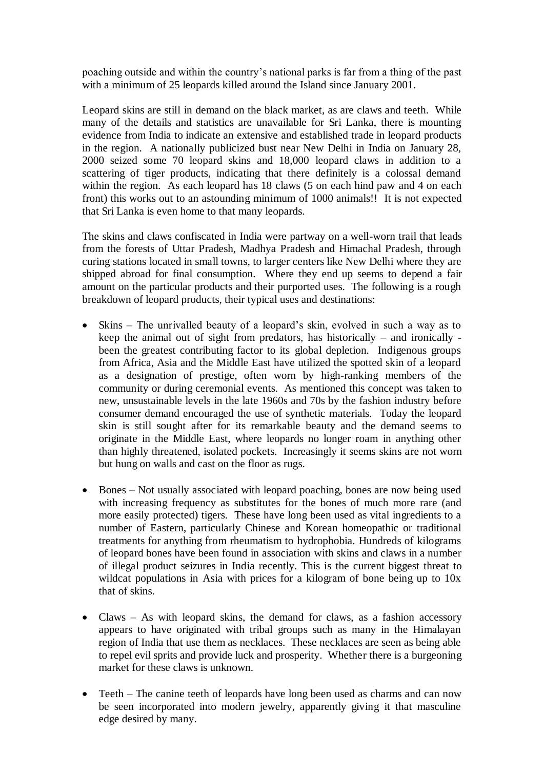poaching outside and within the country's national parks is far from a thing of the past with a minimum of 25 leopards killed around the Island since January 2001.

Leopard skins are still in demand on the black market, as are claws and teeth. While many of the details and statistics are unavailable for Sri Lanka, there is mounting evidence from India to indicate an extensive and established trade in leopard products in the region. A nationally publicized bust near New Delhi in India on January 28, 2000 seized some 70 leopard skins and 18,000 leopard claws in addition to a scattering of tiger products, indicating that there definitely is a colossal demand within the region. As each leopard has 18 claws (5 on each hind paw and 4 on each front) this works out to an astounding minimum of 1000 animals!! It is not expected that Sri Lanka is even home to that many leopards.

The skins and claws confiscated in India were partway on a well-worn trail that leads from the forests of Uttar Pradesh, Madhya Pradesh and Himachal Pradesh, through curing stations located in small towns, to larger centers like New Delhi where they are shipped abroad for final consumption. Where they end up seems to depend a fair amount on the particular products and their purported uses. The following is a rough breakdown of leopard products, their typical uses and destinations:

- Skins – The unrivalled beauty of a leopard's skin, evolved in such a way as to keep the animal out of sight from predators, has historically – and ironically - been the greatest contributing factor to its global depletion. Indigenous groups from Africa, Asia and the Middle East have utilized the spotted skin of a leopard as a designation of prestige, often worn by high-ranking members of the community or during ceremonial events. As mentioned this concept was taken to new, unsustainable levels in the late 1960s and 70s by the fashion industry before consumer demand encouraged the use of synthetic materials. Today the leopard skin is still sought after for its remarkable beauty and the demand seems to originate in the Middle East, where leopards no longer roam in anything other than highly threatened, isolated pockets. Increasingly it seems skins are not worn but hung on walls and cast on the floor as rugs.

- Bones – Not usually associated with leopard poaching, bones are now being used with increasing frequency as substitutes for the bones of much more rare (and more easily protected) tigers. These have long been used as vital ingredients to a number of Eastern, particularly Chinese and Korean homeopathic or traditional treatments for anything from rheumatism to hydrophobia. Hundreds of kilograms of leopard bones have been found in association with skins and claws in a number of illegal product seizures in India recently. This is the current biggest threat to wildcat populations in Asia with prices for a kilogram of bone being up to 10x that of skins.

- Claws – As with leopard skins, the demand for claws, as a fashion accessory appears to have originated with tribal groups such as many in the Himalayan region of India that use them as necklaces. These necklaces are seen as being able to repel evil sprits and provide luck and prosperity. Whether there is a burgeoning market for these claws is unknown.

- Teeth – The canine teeth of leopards have long been used as charms and can now be seen incorporated into modern jewelry, apparently giving it that masculine edge desired by many.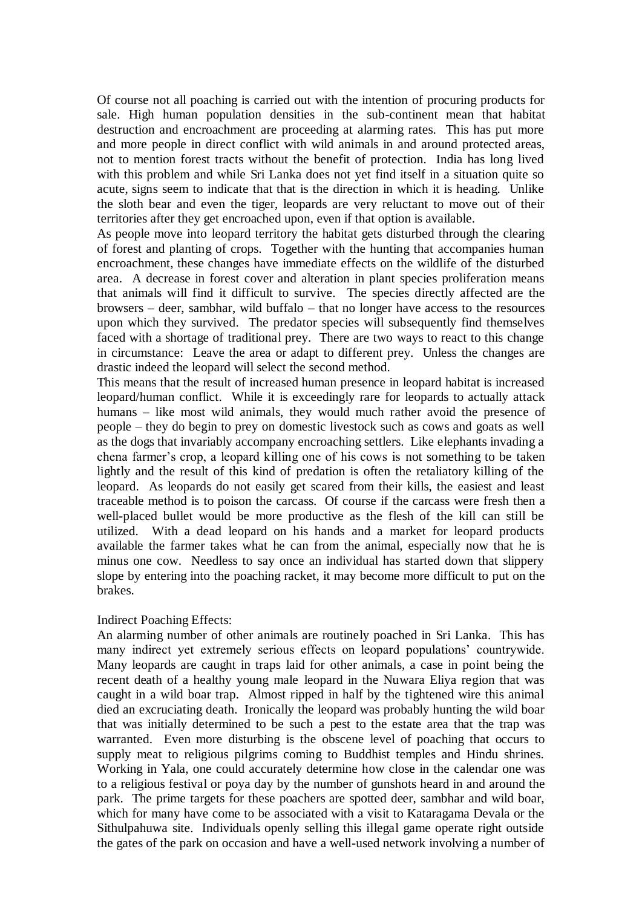Of course not all poaching is carried out with the intention of procuring products for sale. High human population densities in the sub-continent mean that habitat destruction and encroachment are proceeding at alarming rates. This has put more and more people in direct conflict with wild animals in and around protected areas, not to mention forest tracts without the benefit of protection. India has long lived with this problem and while Sri Lanka does not yet find itself in a situation quite so acute, signs seem to indicate that that is the direction in which it is heading. Unlike the sloth bear and even the tiger, leopards are very reluctant to move out of their territories after they get encroached upon, even if that option is available.

As people move into leopard territory the habitat gets disturbed through the clearing of forest and planting of crops. Together with the hunting that accompanies human encroachment, these changes have immediate effects on the wildlife of the disturbed area. A decrease in forest cover and alteration in plant species proliferation means that animals will find it difficult to survive. The species directly affected are the browsers – deer, sambhar, wild buffalo – that no longer have access to the resources upon which they survived. The predator species will subsequently find themselves faced with a shortage of traditional prey. There are two ways to react to this change in circumstance: Leave the area or adapt to different prey. Unless the changes are drastic indeed the leopard will select the second method.

This means that the result of increased human presence in leopard habitat is increased leopard/human conflict. While it is exceedingly rare for leopards to actually attack humans – like most wild animals, they would much rather avoid the presence of people – they do begin to prey on domestic livestock such as cows and goats as well as the dogs that invariably accompany encroaching settlers. Like elephants invading a chena farmer's crop, a leopard killing one of his cows is not something to be taken lightly and the result of this kind of predation is often the retaliatory killing of the leopard. As leopards do not easily get scared from their kills, the easiest and least traceable method is to poison the carcass. Of course if the carcass were fresh then a well-placed bullet would be more productive as the flesh of the kill can still be utilized. With a dead leopard on his hands and a market for leopard products available the farmer takes what he can from the animal, especially now that he is minus one cow. Needless to say once an individual has started down that slippery slope by entering into the poaching racket, it may become more difficult to put on the brakes.

Indirect Poaching Effects:

An alarming number of other animals are routinely poached in Sri Lanka. This has many indirect yet extremely serious effects on leopard populations' countrywide. Many leopards are caught in traps laid for other animals, a case in point being the recent death of a healthy young male leopard in the Nuwara Eliya region that was caught in a wild boar trap. Almost ripped in half by the tightened wire this animal died an excruciating death. Ironically the leopard was probably hunting the wild boar that was initially determined to be such a pest to the estate area that the trap was warranted. Even more disturbing is the obscene level of poaching that occurs to supply meat to religious pilgrims coming to Buddhist temples and Hindu shrines. Working in Yala, one could accurately determine how close in the calendar one was to a religious festival or poya day by the number of gunshots heard in and around the park. The prime targets for these poachers are spotted deer, sambhar and wild boar, which for many have come to be associated with a visit to Kataragama Devala or the Sithulpahuwa site. Individuals openly selling this illegal game operate right outside the gates of the park on occasion and have a well-used network involving a number of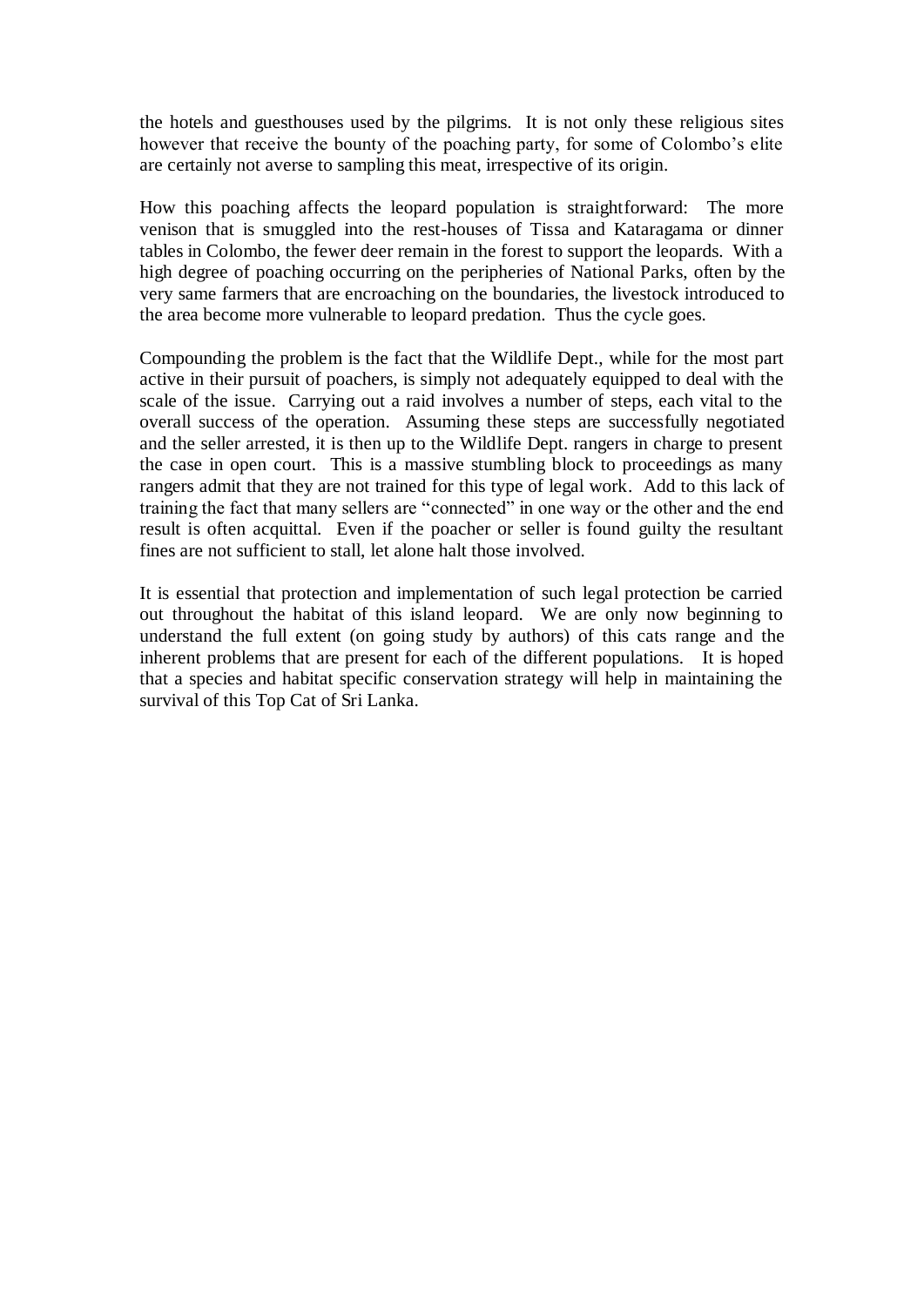the hotels and guesthouses used by the pilgrims. It is not only these religious sites however that receive the bounty of the poaching party, for some of Colombo's elite are certainly not averse to sampling this meat, irrespective of its origin.

How this poaching affects the leopard population is straightforward: The more venison that is smuggled into the rest-houses of Tissa and Kataragama or dinner tables in Colombo, the fewer deer remain in the forest to support the leopards. With a high degree of poaching occurring on the peripheries of National Parks, often by the very same farmers that are encroaching on the boundaries, the livestock introduced to the area become more vulnerable to leopard predation. Thus the cycle goes.

Compounding the problem is the fact that the Wildlife Dept., while for the most part active in their pursuit of poachers, is simply not adequately equipped to deal with the scale of the issue. Carrying out a raid involves a number of steps, each vital to the overall success of the operation. Assuming these steps are successfully negotiated and the seller arrested, it is then up to the Wildlife Dept. rangers in charge to present the case in open court. This is a massive stumbling block to proceedings as many rangers admit that they are not trained for this type of legal work. Add to this lack of training the fact that many sellers are "connected" in one way or the other and the end result is often acquittal. Even if the poacher or seller is found guilty the resultant fines are not sufficient to stall, let alone halt those involved.

It is essential that protection and implementation of such legal protection be carried out throughout the habitat of this island leopard. We are only now beginning to understand the full extent (on going study by authors) of this cats range and the inherent problems that are present for each of the different populations. It is hoped that a species and habitat specific conservation strategy will help in maintaining the survival of this Top Cat of Sri Lanka.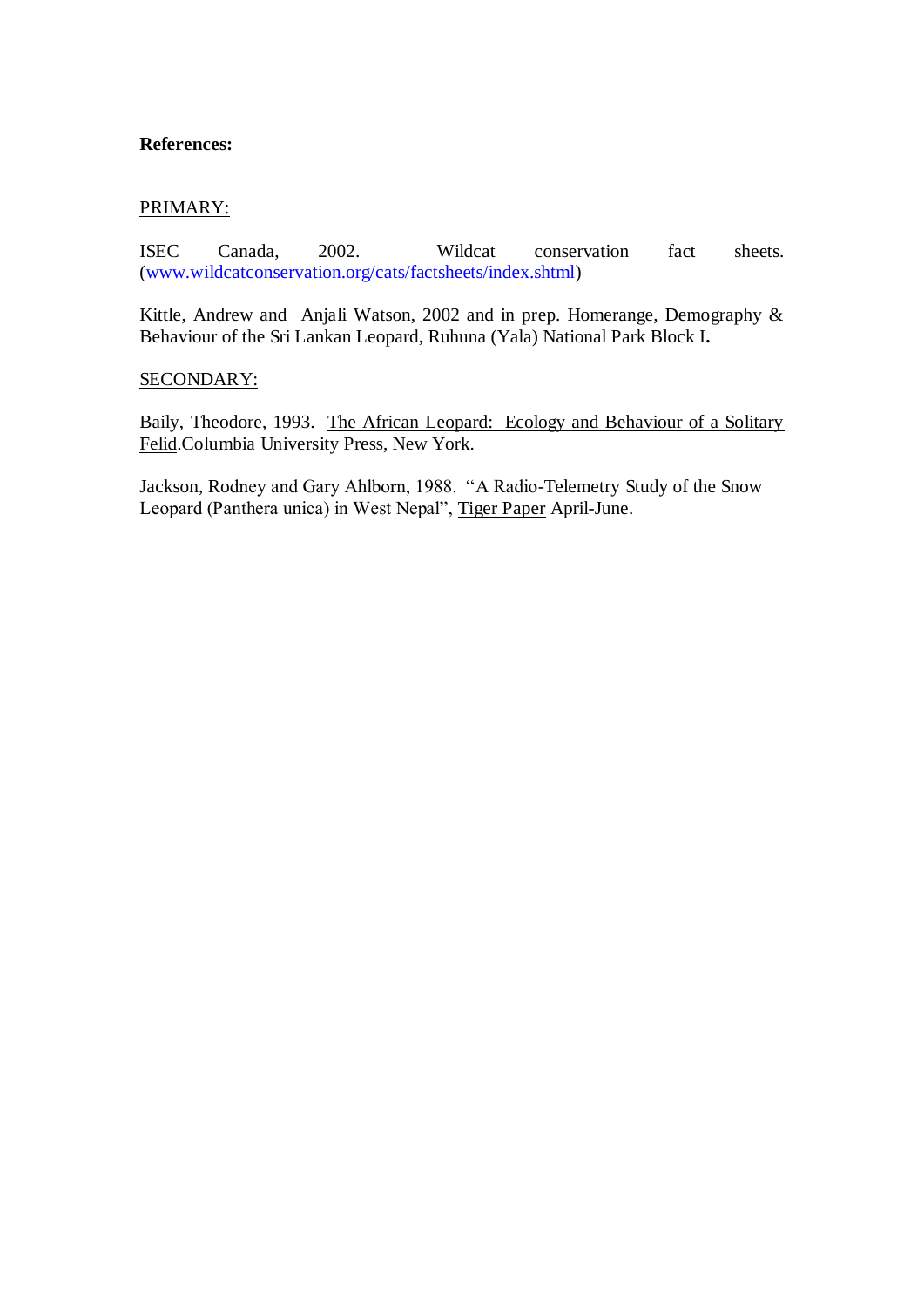**References:**

PRIMARY:

ISEC Canada, 2002. Wildcat conservation fact sheets. (www.wildcatconservation.org/cats/factsheets/index.shtml)

Kittle, Andrew and Anjali Watson, 2002 and in prep. Homerange, Demography & Behaviour of the Sri Lankan Leopard, Ruhuna (Yala) National Park Block I.

SECONDARY:

Baily, Theodore, 1993. The African Leopard: Ecology and Behaviour of a Solitary Felid.Columbia University Press, New York.

Jackson, Rodney and Gary Ahlborn, 1988. "A Radio-Telemetry Study of the Snow Leopard (Panthera unica) in West Nepal", Tiger Paper April-June.